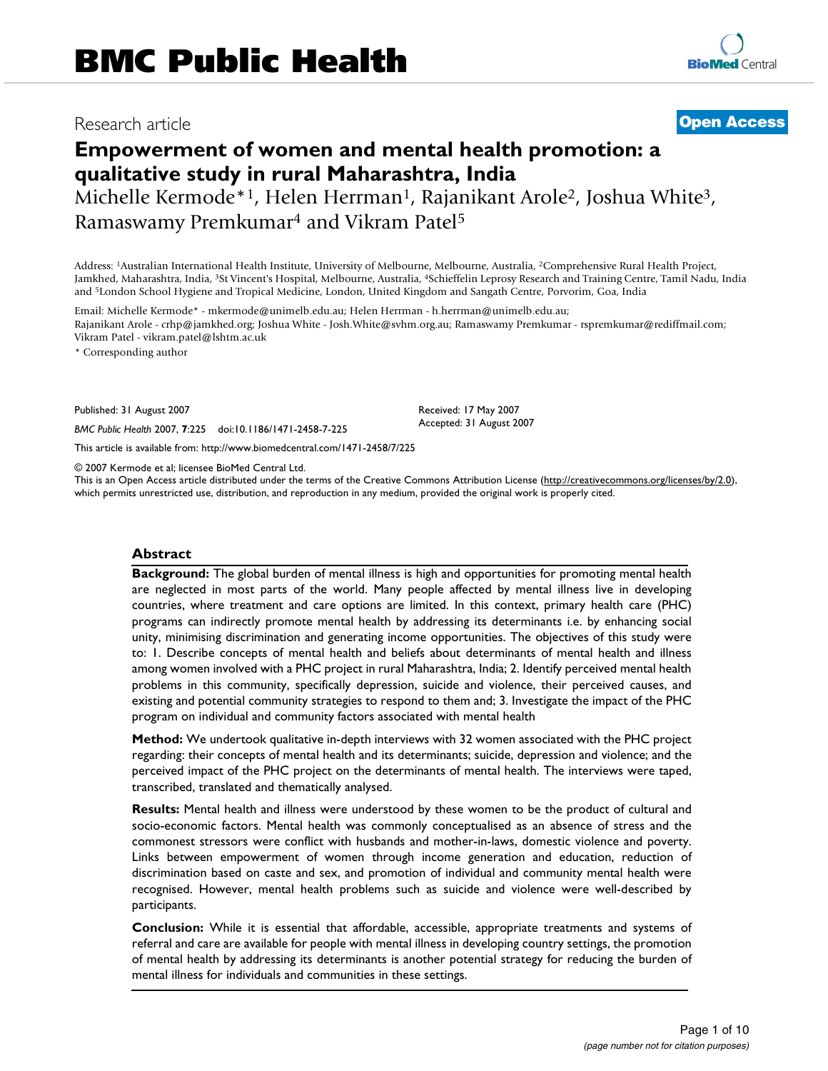# BMC Public Health

Research article

**Open Access**

# Empowerment of women and mental health promotion: a qualitative study in rural Maharashtra, India

Michelle Kermode*[1], Helen Herrman[1], Rajanikant Arole[2], Joshua White[3], Ramaswamy Premkumar[4] and Vikram Patel[5]

Address: [1]Australian International Health Institute, University of Melbourne, Melbourne, Australia, [2]Comprehensive Rural Health Project, Jamkhed, Maharashtra, India, [3]St Vincent's Hospital, Melbourne, Australia, [4]Schieffelin Leprosy Research and Training Centre, Tamil Nadu, India and [5]London School Hygiene and Tropical Medicine, London, United Kingdom and Sangath Centre, Porvorim, Goa, India

Email: Michelle Kermode* - mkermode@unimelb.edu.au; Helen Herrman - h.herrman@unimelb.edu.au; Rajanikant Arole - crhp@jamkhed.org; Joshua White - Josh.White@svhm.org.au; Ramaswamy Premkumar - rspremkumar@rediffmail.com; Vikram Patel - vikram.patel@lshtm.ac.uk

* Corresponding author

Published: 31 August 2007

*BMC Public Health* 2007, **7**:225 doi:10.1186/1471-2458-7-225

Received: 17 May 2007
Accepted: 31 August 2007

This article is available from: http://www.biomedcentral.com/1471-2458/7/225

© 2007 Kermode et al; licensee BioMed Central Ltd.
This is an Open Access article distributed under the terms of the Creative Commons Attribution License (http://creativecommons.org/licenses/by/2.0), which permits unrestricted use, distribution, and reproduction in any medium, provided the original work is properly cited.

## Abstract

**Background:** The global burden of mental illness is high and opportunities for promoting mental health are neglected in most parts of the world. Many people affected by mental illness live in developing countries, where treatment and care options are limited. In this context, primary health care (PHC) programs can indirectly promote mental health by addressing its determinants i.e. by enhancing social unity, minimising discrimination and generating income opportunities. The objectives of this study were to: 1. Describe concepts of mental health and beliefs about determinants of mental health and illness among women involved with a PHC project in rural Maharashtra, India; 2. Identify perceived mental health problems in this community, specifically depression, suicide and violence, their perceived causes, and existing and potential community strategies to respond to them and; 3. Investigate the impact of the PHC program on individual and community factors associated with mental health

**Method:** We undertook qualitative in-depth interviews with 32 women associated with the PHC project regarding: their concepts of mental health and its determinants; suicide, depression and violence; and the perceived impact of the PHC project on the determinants of mental health. The interviews were taped, transcribed, translated and thematically analysed.

**Results:** Mental health and illness were understood by these women to be the product of cultural and socio-economic factors. Mental health was commonly conceptualised as an absence of stress and the commonest stressors were conflict with husbands and mother-in-laws, domestic violence and poverty. Links between empowerment of women through income generation and education, reduction of discrimination based on caste and sex, and promotion of individual and community mental health were recognised. However, mental health problems such as suicide and violence were well-described by participants.

**Conclusion:** While it is essential that affordable, accessible, appropriate treatments and systems of referral and care are available for people with mental illness in developing country settings, the promotion of mental health by addressing its determinants is another potential strategy for reducing the burden of mental illness for individuals and communities in these settings.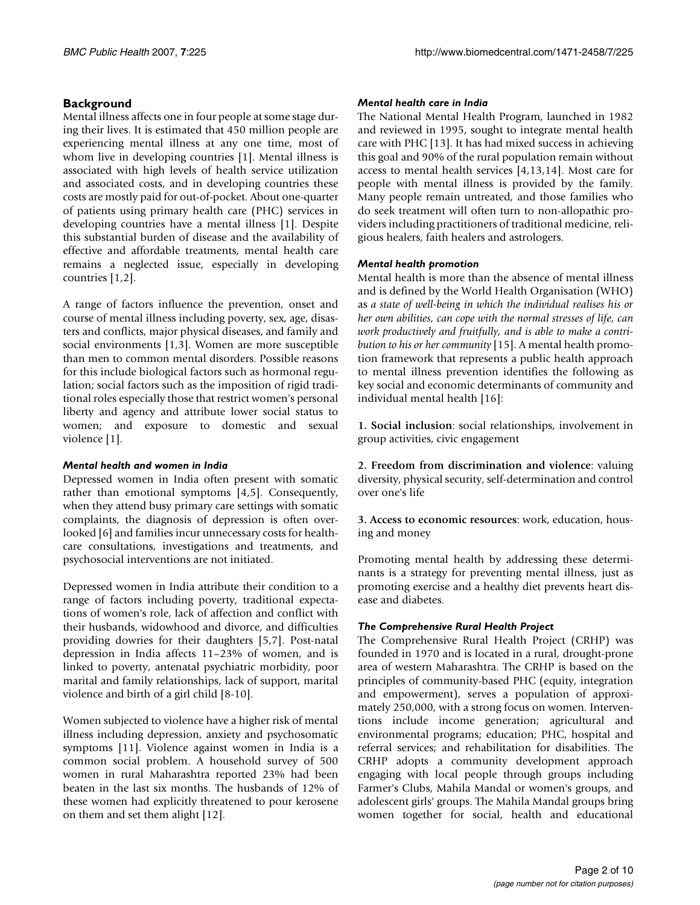## Background

Mental illness affects one in four people at some stage during their lives. It is estimated that 450 million people are experiencing mental illness at any one time, most of whom live in developing countries [1]. Mental illness is associated with high levels of health service utilization and associated costs, and in developing countries these costs are mostly paid for out-of-pocket. About one-quarter of patients using primary health care (PHC) services in developing countries have a mental illness [1]. Despite this substantial burden of disease and the availability of effective and affordable treatments, mental health care remains a neglected issue, especially in developing countries [1,2].

A range of factors influence the prevention, onset and course of mental illness including poverty, sex, age, disasters and conflicts, major physical diseases, and family and social environments [1,3]. Women are more susceptible than men to common mental disorders. Possible reasons for this include biological factors such as hormonal regulation; social factors such as the imposition of rigid traditional roles especially those that restrict women's personal liberty and agency and attribute lower social status to women; and exposure to domestic and sexual violence [1].

### *Mental health and women in India*

Depressed women in India often present with somatic rather than emotional symptoms [4,5]. Consequently, when they attend busy primary care settings with somatic complaints, the diagnosis of depression is often overlooked [6] and families incur unnecessary costs for healthcare consultations, investigations and treatments, and psychosocial interventions are not initiated.

Depressed women in India attribute their condition to a range of factors including poverty, traditional expectations of women's role, lack of affection and conflict with their husbands, widowhood and divorce, and difficulties providing dowries for their daughters [5,7]. Post-natal depression in India affects 11–23% of women, and is linked to poverty, antenatal psychiatric morbidity, poor marital and family relationships, lack of support, marital violence and birth of a girl child [8-10].

Women subjected to violence have a higher risk of mental illness including depression, anxiety and psychosomatic symptoms [11]. Violence against women in India is a common social problem. A household survey of 500 women in rural Maharashtra reported 23% had been beaten in the last six months. The husbands of 12% of these women had explicitly threatened to pour kerosene on them and set them alight [12].

### *Mental health care in India*

The National Mental Health Program, launched in 1982 and reviewed in 1995, sought to integrate mental health care with PHC [13]. It has had mixed success in achieving this goal and 90% of the rural population remain without access to mental health services [4,13,14]. Most care for people with mental illness is provided by the family. Many people remain untreated, and those families who do seek treatment will often turn to non-allopathic providers including practitioners of traditional medicine, religious healers, faith healers and astrologers.

### *Mental health promotion*

Mental health is more than the absence of mental illness and is defined by the World Health Organisation (WHO) as *a state of well-being in which the individual realises his or her own abilities, can cope with the normal stresses of life, can work productively and fruitfully, and is able to make a contribution to his or her community* [15]. A mental health promotion framework that represents a public health approach to mental illness prevention identifies the following as key social and economic determinants of community and individual mental health [16]:

**1. Social inclusion**: social relationships, involvement in group activities, civic engagement

**2. Freedom from discrimination and violence**: valuing diversity, physical security, self-determination and control over one's life

**3. Access to economic resources**: work, education, housing and money

Promoting mental health by addressing these determinants is a strategy for preventing mental illness, just as promoting exercise and a healthy diet prevents heart disease and diabetes.

### *The Comprehensive Rural Health Project*

The Comprehensive Rural Health Project (CRHP) was founded in 1970 and is located in a rural, drought-prone area of western Maharashtra. The CRHP is based on the principles of community-based PHC (equity, integration and empowerment), serves a population of approximately 250,000, with a strong focus on women. Interventions include income generation; agricultural and environmental programs; education; PHC, hospital and referral services; and rehabilitation for disabilities. The CRHP adopts a community development approach engaging with local people through groups including Farmer's Clubs, Mahila Mandal or women's groups, and adolescent girls' groups. The Mahila Mandal groups bring women together for social, health and educational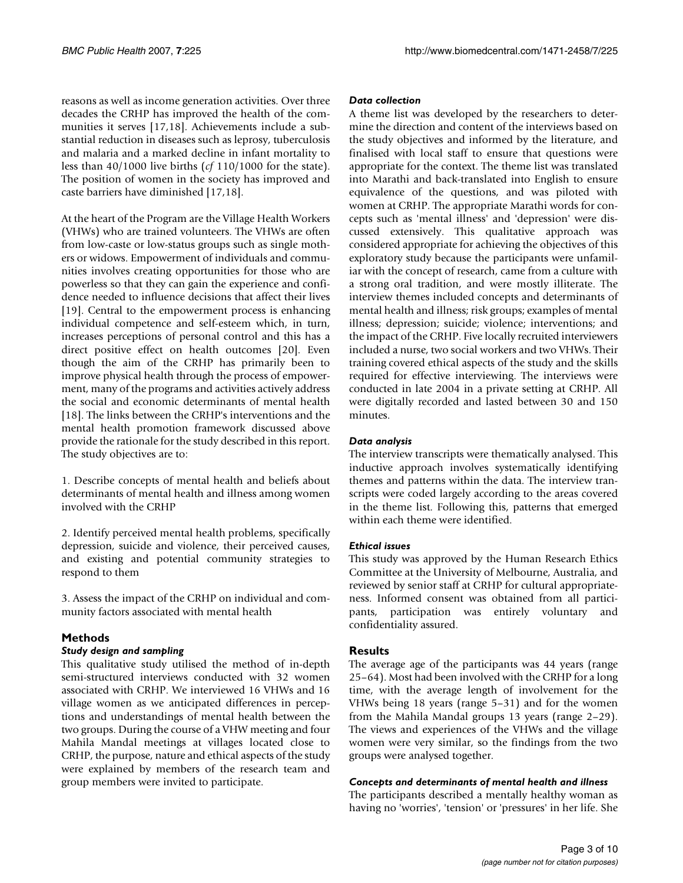reasons as well as income generation activities. Over three decades the CRHP has improved the health of the communities it serves [17,18]. Achievements include a substantial reduction in diseases such as leprosy, tuberculosis and malaria and a marked decline in infant mortality to less than 40/1000 live births (*cf* 110/1000 for the state). The position of women in the society has improved and caste barriers have diminished [17,18].

At the heart of the Program are the Village Health Workers (VHWs) who are trained volunteers. The VHWs are often from low-caste or low-status groups such as single mothers or widows. Empowerment of individuals and communities involves creating opportunities for those who are powerless so that they can gain the experience and confidence needed to influence decisions that affect their lives [19]. Central to the empowerment process is enhancing individual competence and self-esteem which, in turn, increases perceptions of personal control and this has a direct positive effect on health outcomes [20]. Even though the aim of the CRHP has primarily been to improve physical health through the process of empowerment, many of the programs and activities actively address the social and economic determinants of mental health [18]. The links between the CRHP's interventions and the mental health promotion framework discussed above provide the rationale for the study described in this report. The study objectives are to:

1. Describe concepts of mental health and beliefs about determinants of mental health and illness among women involved with the CRHP

2. Identify perceived mental health problems, specifically depression, suicide and violence, their perceived causes, and existing and potential community strategies to respond to them

3. Assess the impact of the CRHP on individual and community factors associated with mental health

## Methods

### *Study design and sampling*

This qualitative study utilised the method of in-depth semi-structured interviews conducted with 32 women associated with CRHP. We interviewed 16 VHWs and 16 village women as we anticipated differences in perceptions and understandings of mental health between the two groups. During the course of a VHW meeting and four Mahila Mandal meetings at villages located close to CRHP, the purpose, nature and ethical aspects of the study were explained by members of the research team and group members were invited to participate.

### *Data collection*

A theme list was developed by the researchers to determine the direction and content of the interviews based on the study objectives and informed by the literature, and finalised with local staff to ensure that questions were appropriate for the context. The theme list was translated into Marathi and back-translated into English to ensure equivalence of the questions, and was piloted with women at CRHP. The appropriate Marathi words for concepts such as 'mental illness' and 'depression' were discussed extensively. This qualitative approach was considered appropriate for achieving the objectives of this exploratory study because the participants were unfamiliar with the concept of research, came from a culture with a strong oral tradition, and were mostly illiterate. The interview themes included concepts and determinants of mental health and illness; risk groups; examples of mental illness; depression; suicide; violence; interventions; and the impact of the CRHP. Five locally recruited interviewers included a nurse, two social workers and two VHWs. Their training covered ethical aspects of the study and the skills required for effective interviewing. The interviews were conducted in late 2004 in a private setting at CRHP. All were digitally recorded and lasted between 30 and 150 minutes.

### *Data analysis*

The interview transcripts were thematically analysed. This inductive approach involves systematically identifying themes and patterns within the data. The interview transcripts were coded largely according to the areas covered in the theme list. Following this, patterns that emerged within each theme were identified.

### *Ethical issues*

This study was approved by the Human Research Ethics Committee at the University of Melbourne, Australia, and reviewed by senior staff at CRHP for cultural appropriateness. Informed consent was obtained from all participants, participation was entirely voluntary and confidentiality assured.

## Results

The average age of the participants was 44 years (range 25–64). Most had been involved with the CRHP for a long time, with the average length of involvement for the VHWs being 18 years (range 5–31) and for the women from the Mahila Mandal groups 13 years (range 2–29). The views and experiences of the VHWs and the village women were very similar, so the findings from the two groups were analysed together.

### *Concepts and determinants of mental health and illness*

The participants described a mentally healthy woman as having no 'worries', 'tension' or 'pressures' in her life. She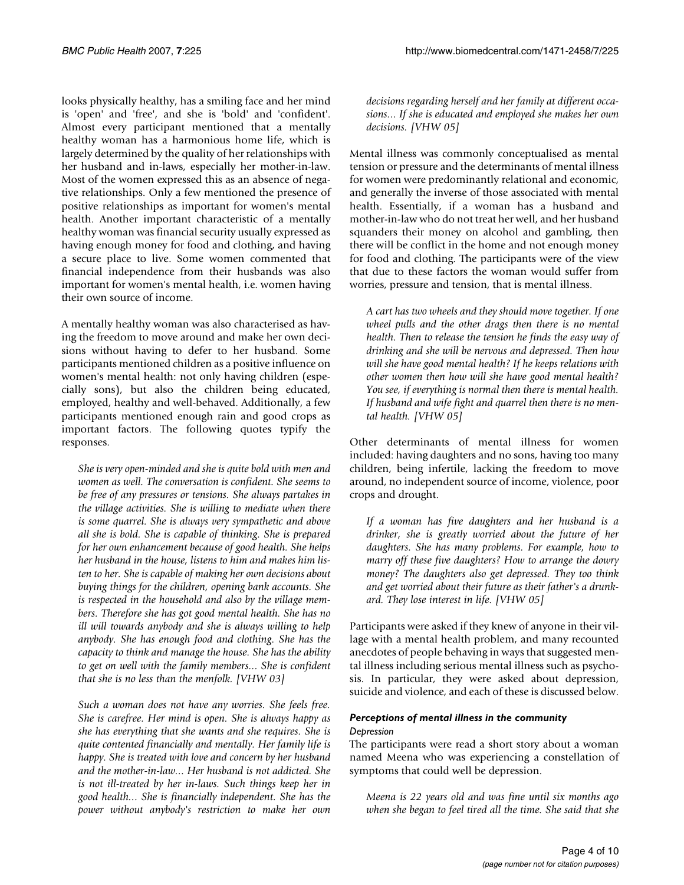looks physically healthy, has a smiling face and her mind is 'open' and 'free', and she is 'bold' and 'confident'. Almost every participant mentioned that a mentally healthy woman has a harmonious home life, which is largely determined by the quality of her relationships with her husband and in-laws, especially her mother-in-law. Most of the women expressed this as an absence of negative relationships. Only a few mentioned the presence of positive relationships as important for women's mental health. Another important characteristic of a mentally healthy woman was financial security usually expressed as having enough money for food and clothing, and having a secure place to live. Some women commented that financial independence from their husbands was also important for women's mental health, i.e. women having their own source of income.

A mentally healthy woman was also characterised as having the freedom to move around and make her own decisions without having to defer to her husband. Some participants mentioned children as a positive influence on women's mental health: not only having children (especially sons), but also the children being educated, employed, healthy and well-behaved. Additionally, a few participants mentioned enough rain and good crops as important factors. The following quotes typify the responses.

> *She is very open-minded and she is quite bold with men and women as well. The conversation is confident. She seems to be free of any pressures or tensions. She always partakes in the village activities. She is willing to mediate when there is some quarrel. She is always very sympathetic and above all she is bold. She is capable of thinking. She is prepared for her own enhancement because of good health. She helps her husband in the house, listens to him and makes him listen to her. She is capable of making her own decisions about buying things for the children, opening bank accounts. She is respected in the household and also by the village members. Therefore she has got good mental health. She has no ill will towards anybody and she is always willing to help anybody. She has enough food and clothing. She has the capacity to think and manage the house. She has the ability to get on well with the family members... She is confident that she is no less than the menfolk. [VHW 03]*

> *Such a woman does not have any worries. She feels free. She is carefree. Her mind is open. She is always happy as she has everything that she wants and she requires. She is quite contented financially and mentally. Her family life is happy. She is treated with love and concern by her husband and the mother-in-law... Her husband is not addicted. She is not ill-treated by her in-laws. Such things keep her in good health... She is financially independent. She has the power without anybody's restriction to make her own decisions regarding herself and her family at different occasions... If she is educated and employed she makes her own decisions. [VHW 05]*

Mental illness was commonly conceptualised as mental tension or pressure and the determinants of mental illness for women were predominantly relational and economic, and generally the inverse of those associated with mental health. Essentially, if a woman has a husband and mother-in-law who do not treat her well, and her husband squanders their money on alcohol and gambling, then there will be conflict in the home and not enough money for food and clothing. The participants were of the view that due to these factors the woman would suffer from worries, pressure and tension, that is mental illness.

> *A cart has two wheels and they should move together. If one wheel pulls and the other drags then there is no mental health. Then to release the tension he finds the easy way of drinking and she will be nervous and depressed. Then how will she have good mental health? If he keeps relations with other women then how will she have good mental health? You see, if everything is normal then there is mental health. If husband and wife fight and quarrel then there is no mental health. [VHW 05]*

Other determinants of mental illness for women included: having daughters and no sons, having too many children, being infertile, lacking the freedom to move around, no independent source of income, violence, poor crops and drought.

> *If a woman has five daughters and her husband is a drinker, she is greatly worried about the future of her daughters. She has many problems. For example, how to marry off these five daughters? How to arrange the dowry money? The daughters also get depressed. They too think and get worried about their future as their father's a drunkard. They lose interest in life. [VHW 05]*

Participants were asked if they knew of anyone in their village with a mental health problem, and many recounted anecdotes of people behaving in ways that suggested mental illness including serious mental illness such as psychosis. In particular, they were asked about depression, suicide and violence, and each of these is discussed below.

### *Perceptions of mental illness in the community*

#### *Depression*

The participants were read a short story about a woman named Meena who was experiencing a constellation of symptoms that could well be depression.

> *Meena is 22 years old and was fine until six months ago when she began to feel tired all the time. She said that she*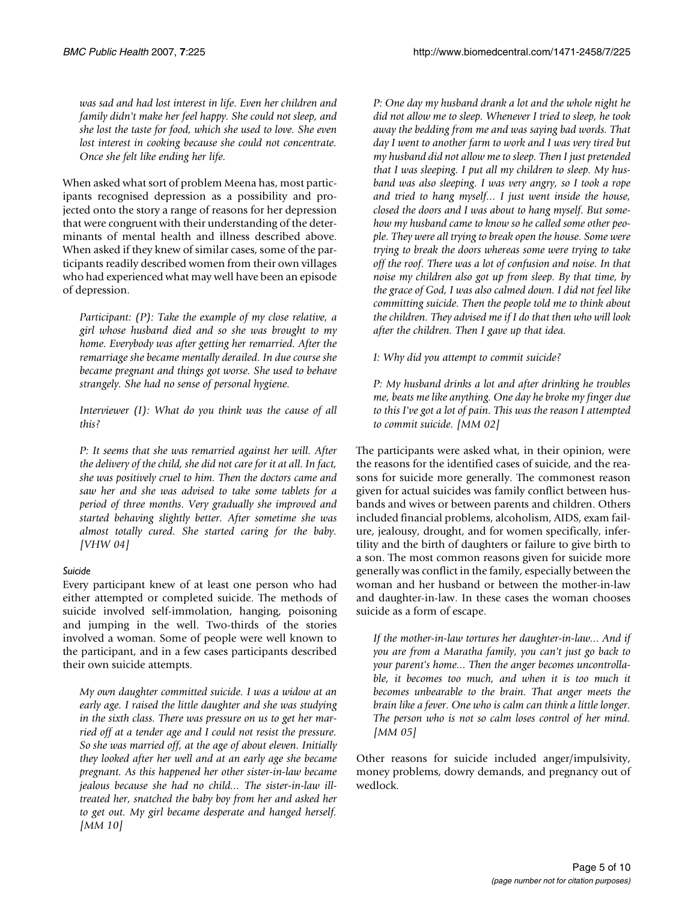*was sad and had lost interest in life. Even her children and family didn't make her feel happy. She could not sleep, and she lost the taste for food, which she used to love. She even lost interest in cooking because she could not concentrate. Once she felt like ending her life.*

When asked what sort of problem Meena has, most participants recognised depression as a possibility and projected onto the story a range of reasons for her depression that were congruent with their understanding of the determinants of mental health and illness described above. When asked if they knew of similar cases, some of the participants readily described women from their own villages who had experienced what may well have been an episode of depression.

> *Participant: (P): Take the example of my close relative, a girl whose husband died and so she was brought to my home. Everybody was after getting her remarried. After the remarriage she became mentally derailed. In due course she became pregnant and things got worse. She used to behave strangely. She had no sense of personal hygiene.*
>
> *Interviewer (I): What do you think was the cause of all this?*
>
> *P: It seems that she was remarried against her will. After the delivery of the child, she did not care for it at all. In fact, she was positively cruel to him. Then the doctors came and saw her and she was advised to take some tablets for a period of three months. Very gradually she improved and started behaving slightly better. After sometime she was almost totally cured. She started caring for the baby. [VHW 04]*

### Suicide

Every participant knew of at least one person who had either attempted or completed suicide. The methods of suicide involved self-immolation, hanging, poisoning and jumping in the well. Two-thirds of the stories involved a woman. Some of people were well known to the participant, and in a few cases participants described their own suicide attempts.

> *My own daughter committed suicide. I was a widow at an early age. I raised the little daughter and she was studying in the sixth class. There was pressure on us to get her married off at a tender age and I could not resist the pressure. So she was married off, at the age of about eleven. Initially they looked after her well and at an early age she became pregnant. As this happened her other sister-in-law became jealous because she had no child... The sister-in-law ill-treated her, snatched the baby boy from her and asked her to get out. My girl became desperate and hanged herself. [MM 10]*

> *P: One day my husband drank a lot and the whole night he did not allow me to sleep. Whenever I tried to sleep, he took away the bedding from me and was saying bad words. That day I went to another farm to work and I was very tired but my husband did not allow me to sleep. Then I just pretended that I was sleeping. I put all my children to sleep. My husband was also sleeping. I was very angry, so I took a rope and tried to hang myself... I just went inside the house, closed the doors and I was about to hang myself. But somehow my husband came to know so he called some other people. They were all trying to break open the house. Some were trying to break the doors whereas some were trying to take off the roof. There was a lot of confusion and noise. In that noise my children also got up from sleep. By that time, by the grace of God, I was also calmed down. I did not feel like committing suicide. Then the people told me to think about the children. They advised me if I do that then who will look after the children. Then I gave up that idea.*
>
> *I: Why did you attempt to commit suicide?*
>
> *P: My husband drinks a lot and after drinking he troubles me, beats me like anything. One day he broke my finger due to this I've got a lot of pain. This was the reason I attempted to commit suicide. [MM 02]*

The participants were asked what, in their opinion, were the reasons for the identified cases of suicide, and the reasons for suicide more generally. The commonest reason given for actual suicides was family conflict between husbands and wives or between parents and children. Others included financial problems, alcoholism, AIDS, exam failure, jealousy, drought, and for women specifically, infertility and the birth of daughters or failure to give birth to a son. The most common reasons given for suicide more generally was conflict in the family, especially between the woman and her husband or between the mother-in-law and daughter-in-law. In these cases the woman chooses suicide as a form of escape.

> *If the mother-in-law tortures her daughter-in-law... And if you are from a Maratha family, you can't just go back to your parent's home... Then the anger becomes uncontrollable, it becomes too much, and when it is too much it becomes unbearable to the brain. That anger meets the brain like a fever. One who is calm can think a little longer. The person who is not so calm loses control of her mind. [MM 05]*

Other reasons for suicide included anger/impulsivity, money problems, dowry demands, and pregnancy out of wedlock.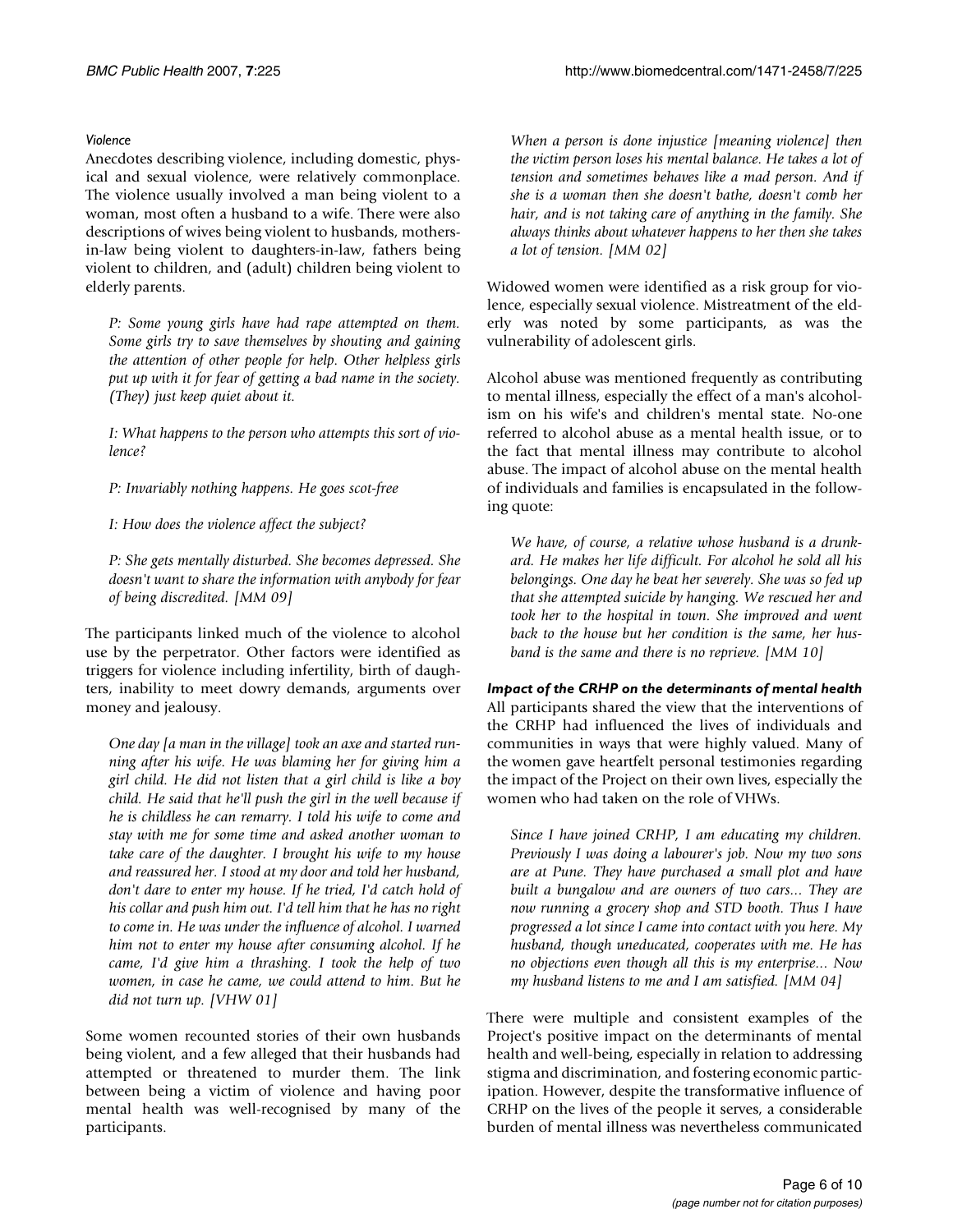#### *Violence*

Anecdotes describing violence, including domestic, physical and sexual violence, were relatively commonplace. The violence usually involved a man being violent to a woman, most often a husband to a wife. There were also descriptions of wives being violent to husbands, mothers-in-law being violent to daughters-in-law, fathers being violent to children, and (adult) children being violent to elderly parents.

> *P: Some young girls have had rape attempted on them. Some girls try to save themselves by shouting and gaining the attention of other people for help. Other helpless girls put up with it for fear of getting a bad name in the society. (They) just keep quiet about it.*
>
> *I: What happens to the person who attempts this sort of violence?*
>
> *P: Invariably nothing happens. He goes scot-free*
>
> *I: How does the violence affect the subject?*
>
> *P: She gets mentally disturbed. She becomes depressed. She doesn't want to share the information with anybody for fear of being discredited. [MM 09]*

The participants linked much of the violence to alcohol use by the perpetrator. Other factors were identified as triggers for violence including infertility, birth of daughters, inability to meet dowry demands, arguments over money and jealousy.

> *One day [a man in the village] took an axe and started running after his wife. He was blaming her for giving him a girl child. He did not listen that a girl child is like a boy child. He said that he'll push the girl in the well because if he is childless he can remarry. I told his wife to come and stay with me for some time and asked another woman to take care of the daughter. I brought his wife to my house and reassured her. I stood at my door and told her husband, don't dare to enter my house. If he tried, I'd catch hold of his collar and push him out. I'd tell him that he has no right to come in. He was under the influence of alcohol. I warned him not to enter my house after consuming alcohol. If he came, I'd give him a thrashing. I took the help of two women, in case he came, we could attend to him. But he did not turn up. [VHW 01]*

Some women recounted stories of their own husbands being violent, and a few alleged that their husbands had attempted or threatened to murder them. The link between being a victim of violence and having poor mental health was well-recognised by many of the participants.

> *When a person is done injustice [meaning violence] then the victim person loses his mental balance. He takes a lot of tension and sometimes behaves like a mad person. And if she is a woman then she doesn't bathe, doesn't comb her hair, and is not taking care of anything in the family. She always thinks about whatever happens to her then she takes a lot of tension. [MM 02]*

Widowed women were identified as a risk group for violence, especially sexual violence. Mistreatment of the elderly was noted by some participants, as was the vulnerability of adolescent girls.

Alcohol abuse was mentioned frequently as contributing to mental illness, especially the effect of a man's alcoholism on his wife's and children's mental state. No-one referred to alcohol abuse as a mental health issue, or to the fact that mental illness may contribute to alcohol abuse. The impact of alcohol abuse on the mental health of individuals and families is encapsulated in the following quote:

> *We have, of course, a relative whose husband is a drunkard. He makes her life difficult. For alcohol he sold all his belongings. One day he beat her severely. She was so fed up that she attempted suicide by hanging. We rescued her and took her to the hospital in town. She improved and went back to the house but her condition is the same, her husband is the same and there is no reprieve. [MM 10]*

### *Impact of the CRHP on the determinants of mental health*

All participants shared the view that the interventions of the CRHP had influenced the lives of individuals and communities in ways that were highly valued. Many of the women gave heartfelt personal testimonies regarding the impact of the Project on their own lives, especially the women who had taken on the role of VHWs.

> *Since I have joined CRHP, I am educating my children. Previously I was doing a labourer's job. Now my two sons are at Pune. They have purchased a small plot and have built a bungalow and are owners of two cars... They are now running a grocery shop and STD booth. Thus I have progressed a lot since I came into contact with you here. My husband, though uneducated, cooperates with me. He has no objections even though all this is my enterprise... Now my husband listens to me and I am satisfied. [MM 04]*

There were multiple and consistent examples of the Project's positive impact on the determinants of mental health and well-being, especially in relation to addressing stigma and discrimination, and fostering economic participation. However, despite the transformative influence of CRHP on the lives of the people it serves, a considerable burden of mental illness was nevertheless communicated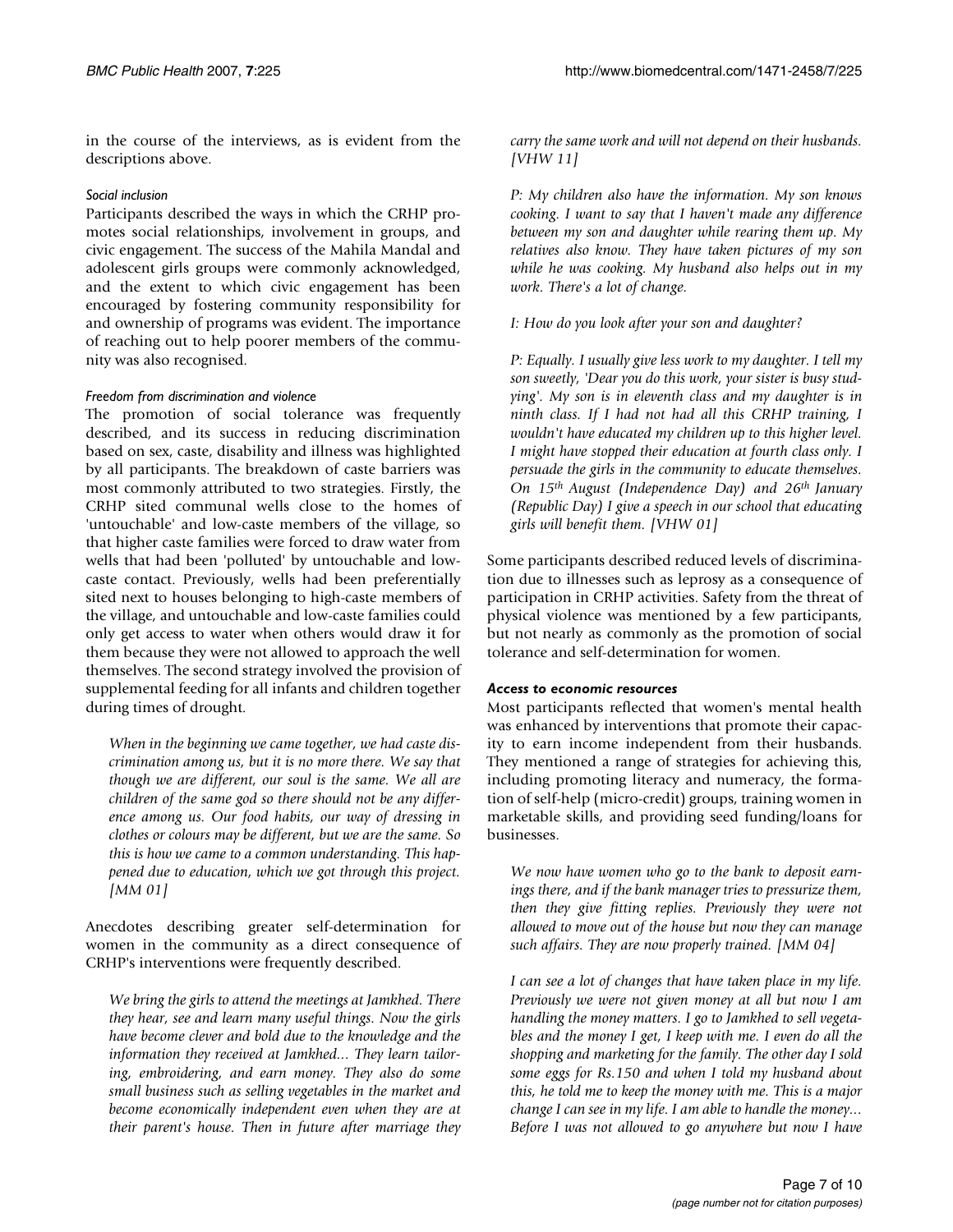in the course of the interviews, as is evident from the descriptions above.

#### *Social inclusion*

Participants described the ways in which the CRHP promotes social relationships, involvement in groups, and civic engagement. The success of the Mahila Mandal and adolescent girls groups were commonly acknowledged, and the extent to which civic engagement has been encouraged by fostering community responsibility for and ownership of programs was evident. The importance of reaching out to help poorer members of the community was also recognised.

#### *Freedom from discrimination and violence*

The promotion of social tolerance was frequently described, and its success in reducing discrimination based on sex, caste, disability and illness was highlighted by all participants. The breakdown of caste barriers was most commonly attributed to two strategies. Firstly, the CRHP sited communal wells close to the homes of 'untouchable' and low-caste members of the village, so that higher caste families were forced to draw water from wells that had been 'polluted' by untouchable and low-caste contact. Previously, wells had been preferentially sited next to houses belonging to high-caste members of the village, and untouchable and low-caste families could only get access to water when others would draw it for them because they were not allowed to approach the well themselves. The second strategy involved the provision of supplemental feeding for all infants and children together during times of drought.

> *When in the beginning we came together, we had caste discrimination among us, but it is no more there. We say that though we are different, our soul is the same. We all are children of the same god so there should not be any difference among us. Our food habits, our way of dressing in clothes or colours may be different, but we are the same. So this is how we came to a common understanding. This happened due to education, which we got through this project. [MM 01]*

Anecdotes describing greater self-determination for women in the community as a direct consequence of CRHP's interventions were frequently described.

> *We bring the girls to attend the meetings at Jamkhed. There they hear, see and learn many useful things. Now the girls have become clever and bold due to the knowledge and the information they received at Jamkhed... They learn tailoring, embroidering, and earn money. They also do some small business such as selling vegetables in the market and become economically independent even when they are at their parent's house. Then in future after marriage they carry the same work and will not depend on their husbands. [VHW 11]*

> *P: My children also have the information. My son knows cooking. I want to say that I haven't made any difference between my son and daughter while rearing them up. My relatives also know. They have taken pictures of my son while he was cooking. My husband also helps out in my work. There's a lot of change.*

> *I: How do you look after your son and daughter?*

> *P: Equally. I usually give less work to my daughter. I tell my son sweetly, 'Dear you do this work, your sister is busy studying'. My son is in eleventh class and my daughter is in ninth class. If I had not had all this CRHP training, I wouldn't have educated my children up to this higher level. I might have stopped their education at fourth class only. I persuade the girls in the community to educate themselves. On 15th August (Independence Day) and 26th January (Republic Day) I give a speech in our school that educating girls will benefit them. [VHW 01]*

Some participants described reduced levels of discrimination due to illnesses such as leprosy as a consequence of participation in CRHP activities. Safety from the threat of physical violence was mentioned by a few participants, but not nearly as commonly as the promotion of social tolerance and self-determination for women.

### *Access to economic resources*

Most participants reflected that women's mental health was enhanced by interventions that promote their capacity to earn income independent from their husbands. They mentioned a range of strategies for achieving this, including promoting literacy and numeracy, the formation of self-help (micro-credit) groups, training women in marketable skills, and providing seed funding/loans for businesses.

> *We now have women who go to the bank to deposit earnings there, and if the bank manager tries to pressurize them, then they give fitting replies. Previously they were not allowed to move out of the house but now they can manage such affairs. They are now properly trained. [MM 04]*

> *I can see a lot of changes that have taken place in my life. Previously we were not given money at all but now I am handling the money matters. I go to Jamkhed to sell vegetables and the money I get, I keep with me. I even do all the shopping and marketing for the family. The other day I sold some eggs for Rs.150 and when I told my husband about this, he told me to keep the money with me. This is a major change I can see in my life. I am able to handle the money... Before I was not allowed to go anywhere but now I have*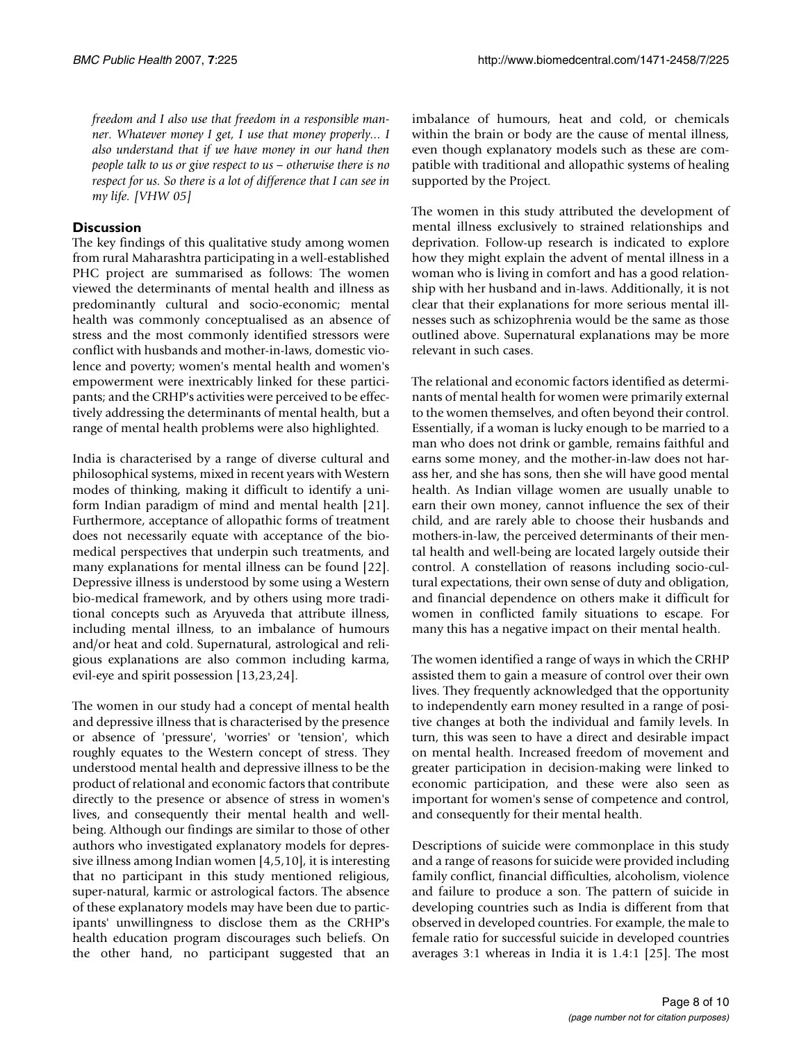*freedom and I also use that freedom in a responsible manner. Whatever money I get, I use that money properly... I also understand that if we have money in our hand then people talk to us or give respect to us – otherwise there is no respect for us. So there is a lot of difference that I can see in my life. [VHW 05]*

## Discussion

The key findings of this qualitative study among women from rural Maharashtra participating in a well-established PHC project are summarised as follows: The women viewed the determinants of mental health and illness as predominantly cultural and socio-economic; mental health was commonly conceptualised as an absence of stress and the most commonly identified stressors were conflict with husbands and mother-in-laws, domestic violence and poverty; women's mental health and women's empowerment were inextricably linked for these participants; and the CRHP's activities were perceived to be effectively addressing the determinants of mental health, but a range of mental health problems were also highlighted.

India is characterised by a range of diverse cultural and philosophical systems, mixed in recent years with Western modes of thinking, making it difficult to identify a uniform Indian paradigm of mind and mental health [21]. Furthermore, acceptance of allopathic forms of treatment does not necessarily equate with acceptance of the biomedical perspectives that underpin such treatments, and many explanations for mental illness can be found [22]. Depressive illness is understood by some using a Western bio-medical framework, and by others using more traditional concepts such as Aryuveda that attribute illness, including mental illness, to an imbalance of humours and/or heat and cold. Supernatural, astrological and religious explanations are also common including karma, evil-eye and spirit possession [13,23,24].

The women in our study had a concept of mental health and depressive illness that is characterised by the presence or absence of 'pressure', 'worries' or 'tension', which roughly equates to the Western concept of stress. They understood mental health and depressive illness to be the product of relational and economic factors that contribute directly to the presence or absence of stress in women's lives, and consequently their mental health and well-being. Although our findings are similar to those of other authors who investigated explanatory models for depressive illness among Indian women [4,5,10], it is interesting that no participant in this study mentioned religious, super-natural, karmic or astrological factors. The absence of these explanatory models may have been due to participants' unwillingness to disclose them as the CRHP's health education program discourages such beliefs. On the other hand, no participant suggested that an imbalance of humours, heat and cold, or chemicals within the brain or body are the cause of mental illness, even though explanatory models such as these are compatible with traditional and allopathic systems of healing supported by the Project.

The women in this study attributed the development of mental illness exclusively to strained relationships and deprivation. Follow-up research is indicated to explore how they might explain the advent of mental illness in a woman who is living in comfort and has a good relationship with her husband and in-laws. Additionally, it is not clear that their explanations for more serious mental illnesses such as schizophrenia would be the same as those outlined above. Supernatural explanations may be more relevant in such cases.

The relational and economic factors identified as determinants of mental health for women were primarily external to the women themselves, and often beyond their control. Essentially, if a woman is lucky enough to be married to a man who does not drink or gamble, remains faithful and earns some money, and the mother-in-law does not harass her, and she has sons, then she will have good mental health. As Indian village women are usually unable to earn their own money, cannot influence the sex of their child, and are rarely able to choose their husbands and mothers-in-law, the perceived determinants of their mental health and well-being are located largely outside their control. A constellation of reasons including socio-cultural expectations, their own sense of duty and obligation, and financial dependence on others make it difficult for women in conflicted family situations to escape. For many this has a negative impact on their mental health.

The women identified a range of ways in which the CRHP assisted them to gain a measure of control over their own lives. They frequently acknowledged that the opportunity to independently earn money resulted in a range of positive changes at both the individual and family levels. In turn, this was seen to have a direct and desirable impact on mental health. Increased freedom of movement and greater participation in decision-making were linked to economic participation, and these were also seen as important for women's sense of competence and control, and consequently for their mental health.

Descriptions of suicide were commonplace in this study and a range of reasons for suicide were provided including family conflict, financial difficulties, alcoholism, violence and failure to produce a son. The pattern of suicide in developing countries such as India is different from that observed in developed countries. For example, the male to female ratio for successful suicide in developed countries averages 3:1 whereas in India it is 1.4:1 [25]. The most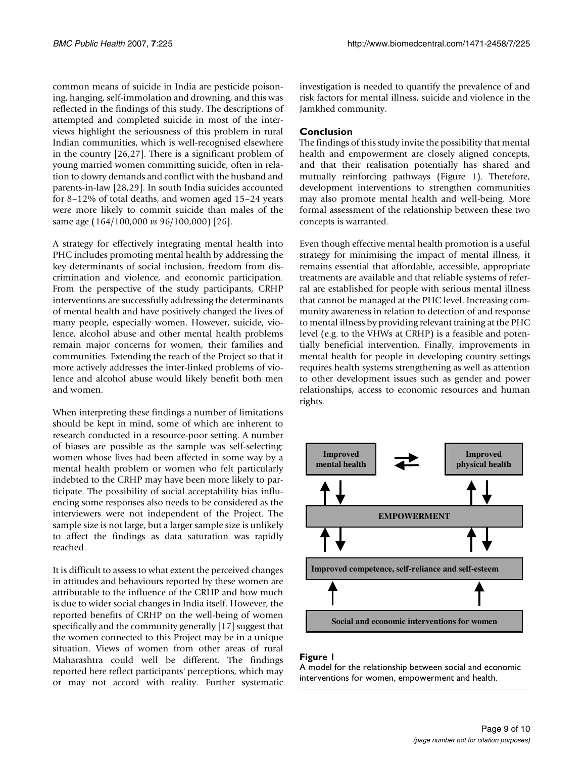common means of suicide in India are pesticide poisoning, hanging, self-immolation and drowning, and this was reflected in the findings of this study. The descriptions of attempted and completed suicide in most of the interviews highlight the seriousness of this problem in rural Indian communities, which is well-recognised elsewhere in the country [26,27]. There is a significant problem of young married women committing suicide, often in relation to dowry demands and conflict with the husband and parents-in-law [28,29]. In south India suicides accounted for 8–12% of total deaths, and women aged 15–24 years were more likely to commit suicide than males of the same age (164/100,000 *vs* 96/100,000) [26].

A strategy for effectively integrating mental health into PHC includes promoting mental health by addressing the key determinants of social inclusion, freedom from discrimination and violence, and economic participation. From the perspective of the study participants, CRHP interventions are successfully addressing the determinants of mental health and have positively changed the lives of many people, especially women. However, suicide, violence, alcohol abuse and other mental health problems remain major concerns for women, their families and communities. Extending the reach of the Project so that it more actively addresses the inter-linked problems of violence and alcohol abuse would likely benefit both men and women.

When interpreting these findings a number of limitations should be kept in mind, some of which are inherent to research conducted in a resource-poor setting. A number of biases are possible as the sample was self-selecting: women whose lives had been affected in some way by a mental health problem or women who felt particularly indebted to the CRHP may have been more likely to participate. The possibility of social acceptability bias influencing some responses also needs to be considered as the interviewers were not independent of the Project. The sample size is not large, but a larger sample size is unlikely to affect the findings as data saturation was rapidly reached.

It is difficult to assess to what extent the perceived changes in attitudes and behaviours reported by these women are attributable to the influence of the CRHP and how much is due to wider social changes in India itself. However, the reported benefits of CRHP on the well-being of women specifically and the community generally [17] suggest that the women connected to this Project may be in a unique situation. Views of women from other areas of rural Maharashtra could well be different. The findings reported here reflect participants' perceptions, which may or may not accord with reality. Further systematic investigation is needed to quantify the prevalence of and risk factors for mental illness, suicide and violence in the Jamkhed community.

## Conclusion

The findings of this study invite the possibility that mental health and empowerment are closely aligned concepts, and that their realisation potentially has shared and mutually reinforcing pathways (Figure 1). Therefore, development interventions to strengthen communities may also promote mental health and well-being. More formal assessment of the relationship between these two concepts is warranted.

Even though effective mental health promotion is a useful strategy for minimising the impact of mental illness, it remains essential that affordable, accessible, appropriate treatments are available and that reliable systems of referral are established for people with serious mental illness that cannot be managed at the PHC level. Increasing community awareness in relation to detection of and response to mental illness by providing relevant training at the PHC level (e.g. to the VHWs at CRHP) is a feasible and potentially beneficial intervention. Finally, improvements in mental health for people in developing country settings requires health systems strengthening as well as attention to other development issues such as gender and power relationships, access to economic resources and human rights.

Improved mental health

Improved physical health

EMPOWERMENT

Improved competence, self-reliance and self-esteem

Social and economic interventions for women

**Figure 1**
A model for the relationship between social and economic interventions for women, empowerment and health.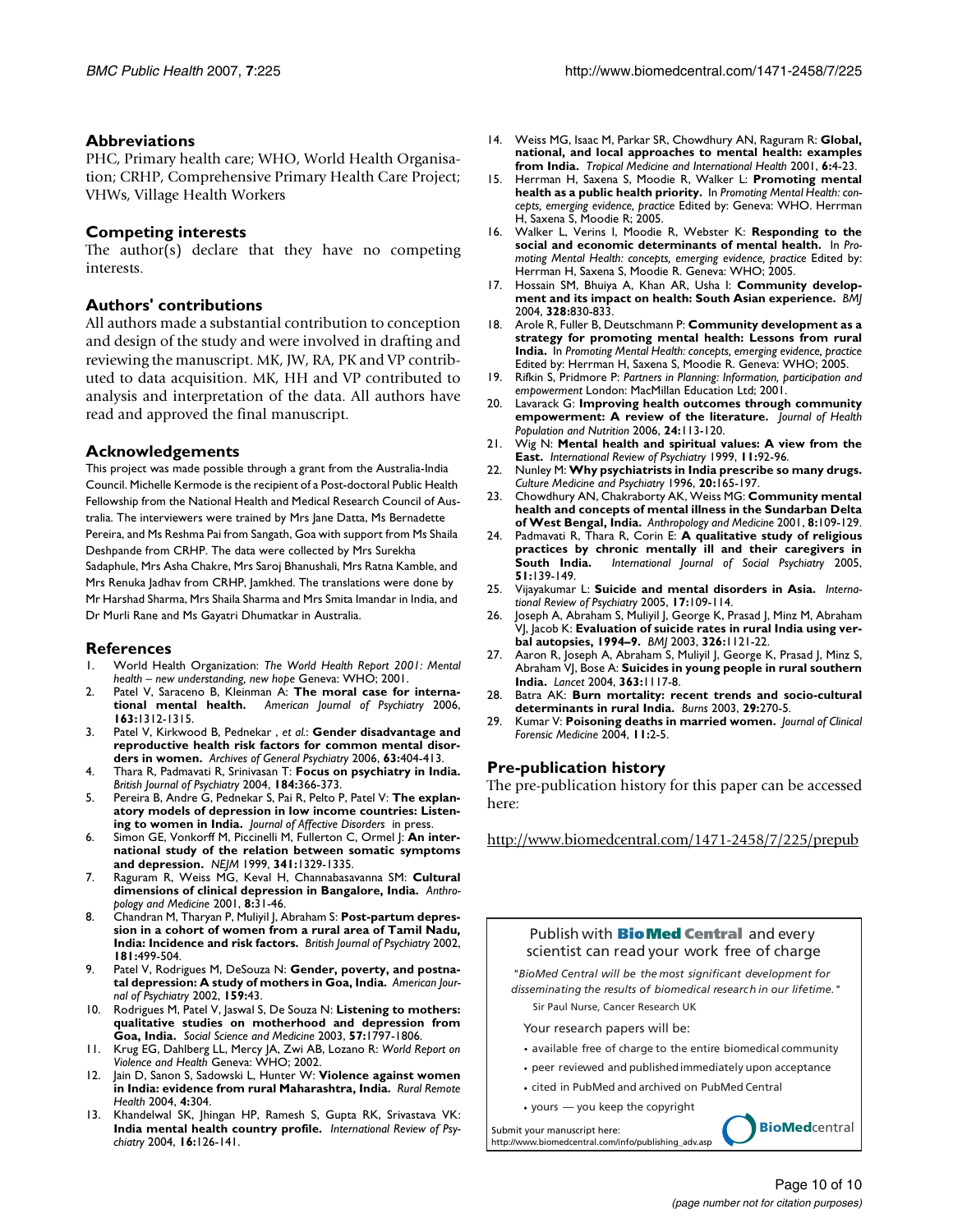## Abbreviations

PHC, Primary health care; WHO, World Health Organisation; CRHP, Comprehensive Primary Health Care Project; VHWs, Village Health Workers

## Competing interests

The author(s) declare that they have no competing interests.

## Authors' contributions

All authors made a substantial contribution to conception and design of the study and were involved in drafting and reviewing the manuscript. MK, JW, RA, PK and VP contributed to data acquisition. MK, HH and VP contributed to analysis and interpretation of the data. All authors have read and approved the final manuscript.

## Acknowledgements

This project was made possible through a grant from the Australia-India Council. Michelle Kermode is the recipient of a Post-doctoral Public Health Fellowship from the National Health and Medical Research Council of Australia. The interviewers were trained by Mrs Jane Datta, Ms Bernadette Pereira, and Ms Reshma Pai from Sangath, Goa with support from Ms Shaila Deshpande from CRHP. The data were collected by Mrs Surekha Sadaphule, Mrs Asha Chakre, Mrs Saroj Bhanushali, Mrs Ratna Kamble, and Mrs Renuka Jadhav from CRHP, Jamkhed. The translations were done by Mr Harshad Sharma, Mrs Shaila Sharma and Mrs Smita Imandar in India, and Dr Murli Rane and Ms Gayatri Dhumatkar in Australia.

## References

1. World Health Organization: *The World Health Report 2001: Mental health – new understanding, new hope* Geneva: WHO; 2001.
2. Patel V, Saraceno B, Kleinman A: **The moral case for international mental health.** *American Journal of Psychiatry* 2006, **163:**1312-1315.
3. Patel V, Kirkwood B, Pednekar , *et al.*: **Gender disadvantage and reproductive health risk factors for common mental disorders in women.** *Archives of General Psychiatry* 2006, **63:**404-413.
4. Thara R, Padmavati R, Srinivasan T: **Focus on psychiatry in India.** *British Journal of Psychiatry* 2004, **184:**366-373.
5. Pereira B, Andre G, Pednekar S, Pai R, Pelto P, Patel V: **The explanatory models of depression in low income countries: Listening to women in India.** *Journal of Affective Disorders* in press.
6. Simon GE, Vonkorff M, Piccinelli M, Fullerton C, Ormel J: **An international study of the relation between somatic symptoms and depression.** *NEJM* 1999, **341:**1329-1335.
7. Raguram R, Weiss MG, Keval H, Channabasavanna SM: **Cultural dimensions of clinical depression in Bangalore, India.** *Anthropology and Medicine* 2001, **8:**31-46.
8. Chandran M, Tharyan P, Muliyil J, Abraham S: **Post-partum depression in a cohort of women from a rural area of Tamil Nadu, India: Incidence and risk factors.** *British Journal of Psychiatry* 2002, **181:**499-504.
9. Patel V, Rodrigues M, DeSouza N: **Gender, poverty, and postnatal depression: A study of mothers in Goa, India.** *American Journal of Psychiatry* 2002, **159:**43.
10. Rodrigues M, Patel V, Jaswal S, De Souza N: **Listening to mothers: qualitative studies on motherhood and depression from Goa, India.** *Social Science and Medicine* 2003, **57:**1797-1806.
11. Krug EG, Dahlberg LL, Mercy JA, Zwi AB, Lozano R: *World Report on Violence and Health* Geneva: WHO; 2002.
12. Jain D, Sanon S, Sadowski L, Hunter W: **Violence against women in India: evidence from rural Maharashtra, India.** *Rural Remote Health* 2004, **4:**304.
13. Khandelwal SK, Jhingan HP, Ramesh S, Gupta RK, Srivastava VK: **India mental health country profile.** *International Review of Psychiatry* 2004, **16:**126-141.
14. Weiss MG, Isaac M, Parkar SR, Chowdhury AN, Raguram R: **Global, national, and local approaches to mental health: examples from India.** *Tropical Medicine and International Health* 2001, **6:**4-23.
15. Herrman H, Saxena S, Moodie R, Walker L: **Promoting mental health as a public health priority.** In *Promoting Mental Health: concepts, emerging evidence, practice* Edited by: Geneva: WHO. Herrman H, Saxena S, Moodie R; 2005.
16. Walker L, Verins I, Moodie R, Webster K: **Responding to the social and economic determinants of mental health.** In *Promoting Mental Health: concepts, emerging evidence, practice* Edited by: Herrman H, Saxena S, Moodie R. Geneva: WHO; 2005.
17. Hossain SM, Bhuiya A, Khan AR, Usha I: **Community development and its impact on health: South Asian experience.** *BMJ* 2004, **328:**830-833.
18. Arole R, Fuller B, Deutschmann P: **Community development as a strategy for promoting mental health: Lessons from rural India.** In *Promoting Mental Health: concepts, emerging evidence, practice* Edited by: Herrman H, Saxena S, Moodie R. Geneva: WHO; 2005.
19. Rifkin S, Pridmore P: *Partners in Planning: Information, participation and empowerment* London: MacMillan Education Ltd; 2001.
20. Lavarack G: **Improving health outcomes through community empowerment: A review of the literature.** *Journal of Health Population and Nutrition* 2006, **24:**113-120.
21. Wig N: **Mental health and spiritual values: A view from the East.** *International Review of Psychiatry* 1999, **11:**92-96.
22. Nunley M: **Why psychiatrists in India prescribe so many drugs.** *Culture Medicine and Psychiatry* 1996, **20:**165-197.
23. Chowdhury AN, Chakraborty AK, Weiss MG: **Community mental health and concepts of mental illness in the Sundarban Delta of West Bengal, India.** *Anthropology and Medicine* 2001, **8:**109-129.
24. Padmavati R, Thara R, Corin E: **A qualitative study of religious practices by chronic mentally ill and their caregivers in South India.** *International Journal of Social Psychiatry* 2005, **51:**139-149.
25. Vijayakumar L: **Suicide and mental disorders in Asia.** *International Review of Psychiatry* 2005, **17:**109-114.
26. Joseph A, Abraham S, Muliyil J, George K, Prasad J, Minz M, Abraham VJ, Jacob K: **Evaluation of suicide rates in rural India using verbal autopsies, 1994–9.** *BMJ* 2003, **326:**1121-22.
27. Aaron R, Joseph A, Abraham S, Muliyil J, George K, Prasad J, Minz S, Abraham VJ, Bose A: **Suicides in young people in rural southern India.** *Lancet* 2004, **363:**1117-8.
28. Batra AK: **Burn mortality: recent trends and socio-cultural determinants in rural India.** *Burns* 2003, **29:**270-5.
29. Kumar V: **Poisoning deaths in married women.** *Journal of Clinical Forensic Medicine* 2004, **11:**2-5.

## Pre-publication history

The pre-publication history for this paper can be accessed here:

http://www.biomedcentral.com/1471-2458/7/225/prepub

Publish with **BioMed Central** and every scientist can read your work free of charge

*"BioMed Central will be the most significant development for disseminating the results of biomedical research in our lifetime."*

Sir Paul Nurse, Cancer Research UK

Your research papers will be:

- available free of charge to the entire biomedical community
- peer reviewed and published immediately upon acceptance
- cited in PubMed and archived on PubMed Central
- yours — you keep the copyright

Submit your manuscript here:
http://www.biomedcentral.com/info/publishing_adv.asp

BioMedcentral